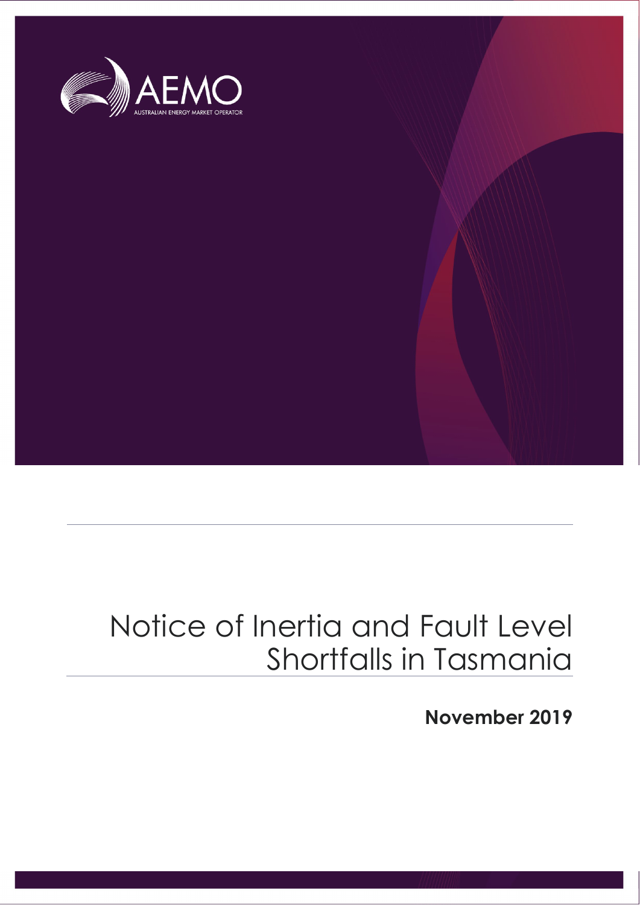AEMO

AUSTRALIAN ENERGY MARKET OPERATOR

# Notice of Inertia and Fault Level Shortfalls in Tasmania

**November 2019**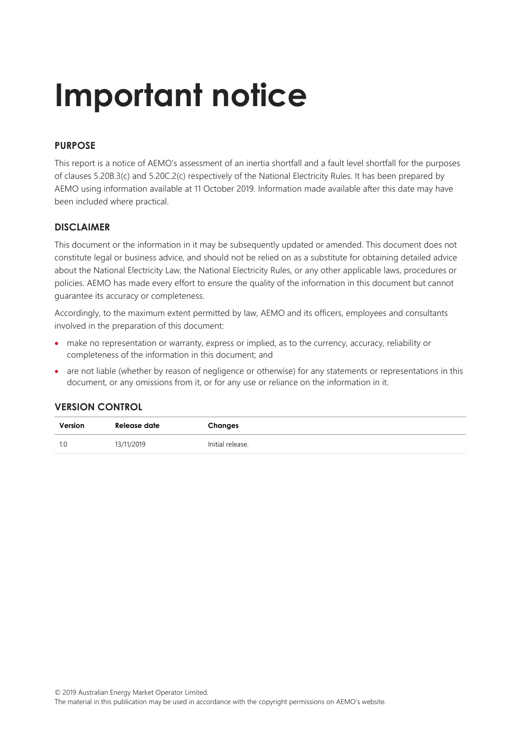# Important notice

### PURPOSE

This report is a notice of AEMO's assessment of an inertia shortfall and a fault level shortfall for the purposes of clauses 5.20B.3(c) and 5.20C.2(c) respectively of the National Electricity Rules. It has been prepared by AEMO using information available at 11 October 2019. Information made available after this date may have been included where practical.

### DISCLAIMER

This document or the information in it may be subsequently updated or amended. This document does not constitute legal or business advice, and should not be relied on as a substitute for obtaining detailed advice about the National Electricity Law, the National Electricity Rules, or any other applicable laws, procedures or policies. AEMO has made every effort to ensure the quality of the information in this document but cannot guarantee its accuracy or completeness.

Accordingly, to the maximum extent permitted by law, AEMO and its officers, employees and consultants involved in the preparation of this document:

- make no representation or warranty, express or implied, as to the currency, accuracy, reliability or completeness of the information in this document; and
- are not liable (whether by reason of negligence or otherwise) for any statements or representations in this document, or any omissions from it, or for any use or reliance on the information in it.

### VERSION CONTROL

| Version | Release date | Changes |
|---|---|---|
| 1.0 | 13/11/2019 | Initial release. |

© 2019 Australian Energy Market Operator Limited.
The material in this publication may be used in accordance with the copyright permissions on AEMO's website.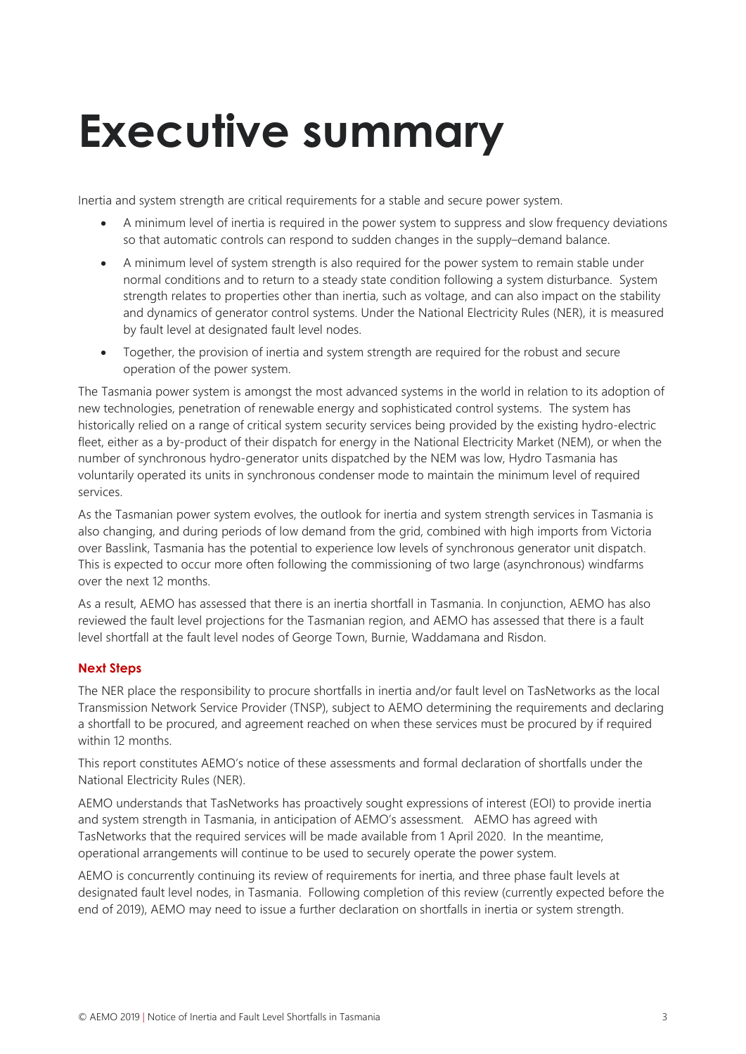# Executive summary

Inertia and system strength are critical requirements for a stable and secure power system.

- A minimum level of inertia is required in the power system to suppress and slow frequency deviations so that automatic controls can respond to sudden changes in the supply–demand balance.
- A minimum level of system strength is also required for the power system to remain stable under normal conditions and to return to a steady state condition following a system disturbance. System strength relates to properties other than inertia, such as voltage, and can also impact on the stability and dynamics of generator control systems. Under the National Electricity Rules (NER), it is measured by fault level at designated fault level nodes.
- Together, the provision of inertia and system strength are required for the robust and secure operation of the power system.

The Tasmania power system is amongst the most advanced systems in the world in relation to its adoption of new technologies, penetration of renewable energy and sophisticated control systems. The system has historically relied on a range of critical system security services being provided by the existing hydro-electric fleet, either as a by-product of their dispatch for energy in the National Electricity Market (NEM), or when the number of synchronous hydro-generator units dispatched by the NEM was low, Hydro Tasmania has voluntarily operated its units in synchronous condenser mode to maintain the minimum level of required services.

As the Tasmanian power system evolves, the outlook for inertia and system strength services in Tasmania is also changing, and during periods of low demand from the grid, combined with high imports from Victoria over Basslink, Tasmania has the potential to experience low levels of synchronous generator unit dispatch. This is expected to occur more often following the commissioning of two large (asynchronous) windfarms over the next 12 months.

As a result, AEMO has assessed that there is an inertia shortfall in Tasmania. In conjunction, AEMO has also reviewed the fault level projections for the Tasmanian region, and AEMO has assessed that there is a fault level shortfall at the fault level nodes of George Town, Burnie, Waddamana and Risdon.

### Next Steps

The NER place the responsibility to procure shortfalls in inertia and/or fault level on TasNetworks as the local Transmission Network Service Provider (TNSP), subject to AEMO determining the requirements and declaring a shortfall to be procured, and agreement reached on when these services must be procured by if required within 12 months.

This report constitutes AEMO's notice of these assessments and formal declaration of shortfalls under the National Electricity Rules (NER).

AEMO understands that TasNetworks has proactively sought expressions of interest (EOI) to provide inertia and system strength in Tasmania, in anticipation of AEMO's assessment. AEMO has agreed with TasNetworks that the required services will be made available from 1 April 2020. In the meantime, operational arrangements will continue to be used to securely operate the power system.

AEMO is concurrently continuing its review of requirements for inertia, and three phase fault levels at designated fault level nodes, in Tasmania. Following completion of this review (currently expected before the end of 2019), AEMO may need to issue a further declaration on shortfalls in inertia or system strength.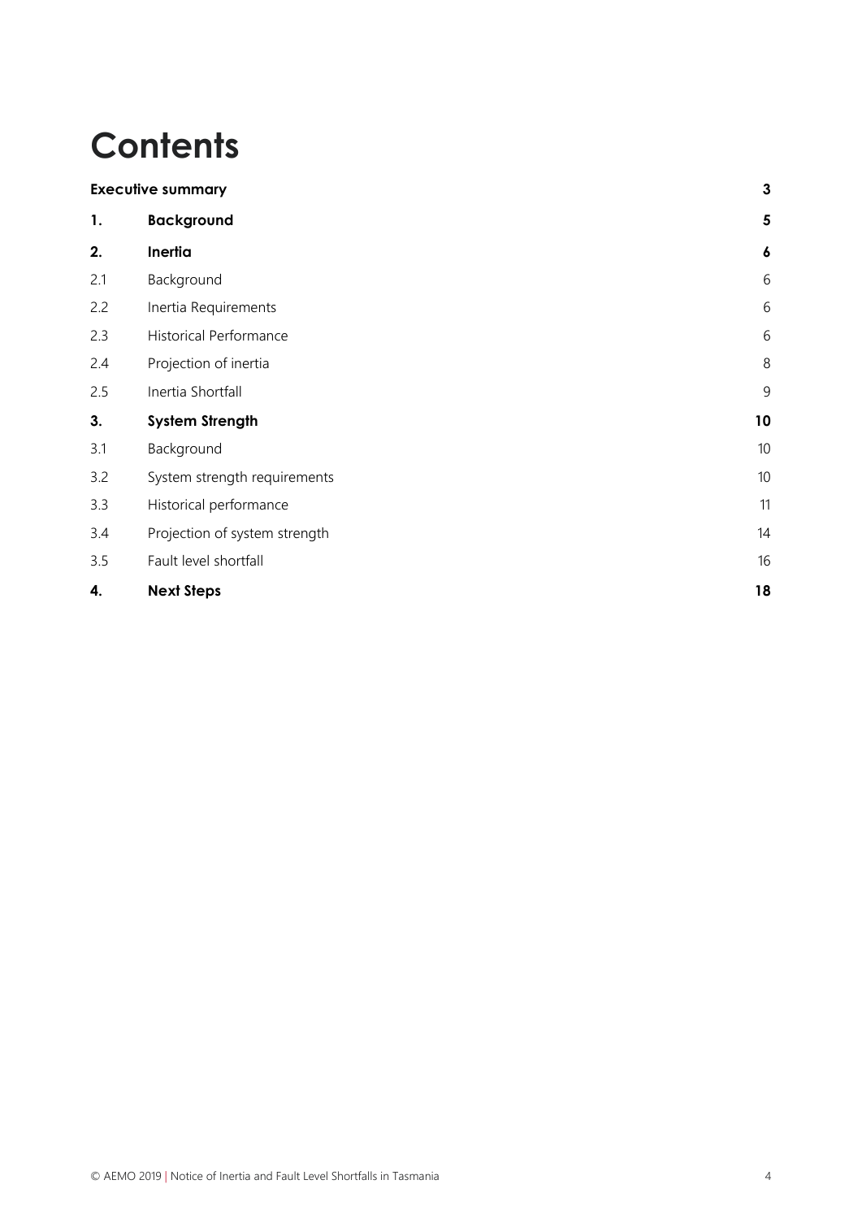# Contents

| | | |
|---|---|---|
| **Executive summary** | | **3** |
| **1.** | **Background** | **5** |
| **2.** | **Inertia** | **6** |
| 2.1 | Background | 6 |
| 2.2 | Inertia Requirements | 6 |
| 2.3 | Historical Performance | 6 |
| 2.4 | Projection of inertia | 8 |
| 2.5 | Inertia Shortfall | 9 |
| **3.** | **System Strength** | **10** |
| 3.1 | Background | 10 |
| 3.2 | System strength requirements | 10 |
| 3.3 | Historical performance | 11 |
| 3.4 | Projection of system strength | 14 |
| 3.5 | Fault level shortfall | 16 |
| **4.** | **Next Steps** | **18** |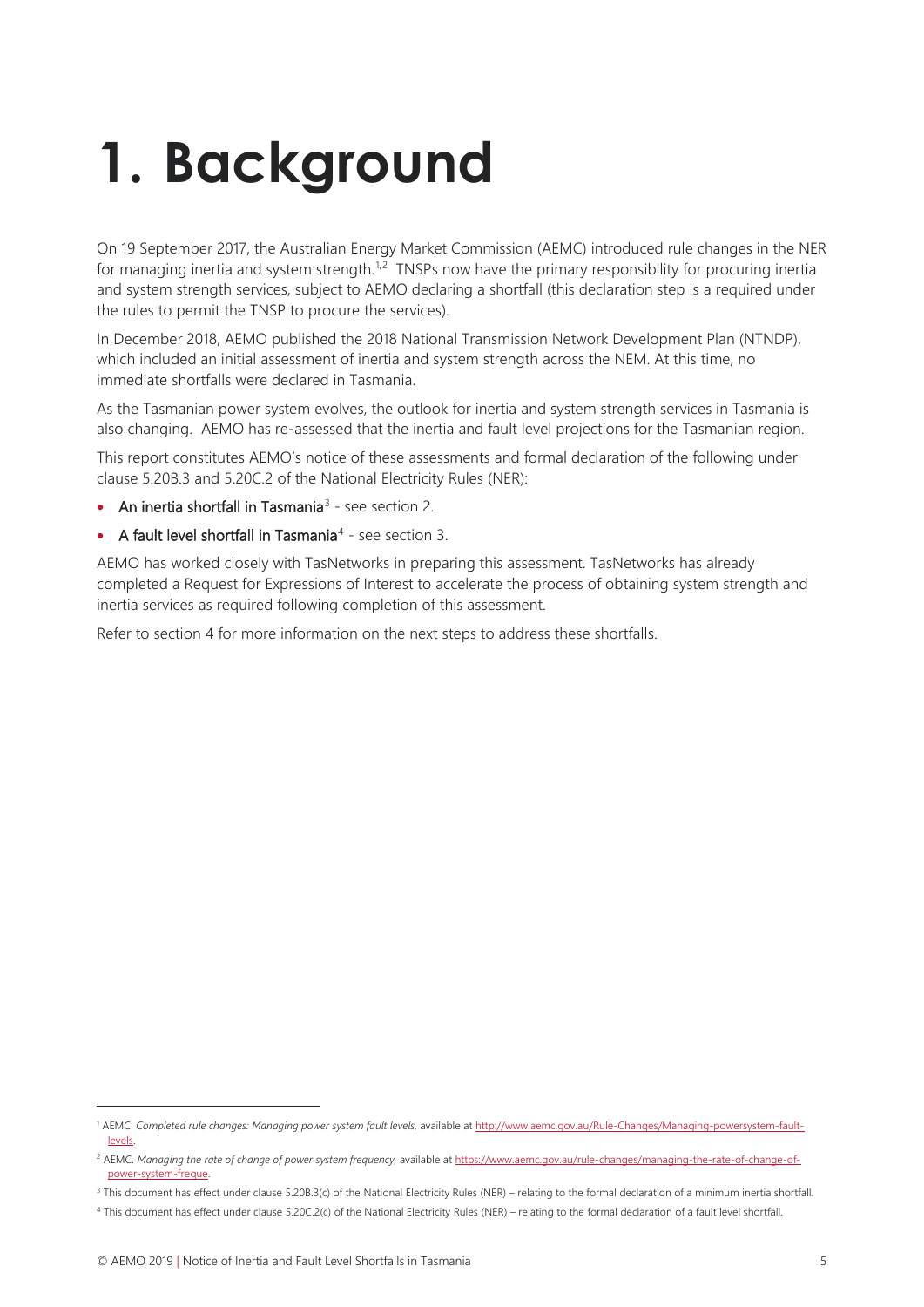# 1. Background

On 19 September 2017, the Australian Energy Market Commission (AEMC) introduced rule changes in the NER for managing inertia and system strength.[1,2] TNSPs now have the primary responsibility for procuring inertia and system strength services, subject to AEMO declaring a shortfall (this declaration step is a required under the rules to permit the TNSP to procure the services).

In December 2018, AEMO published the 2018 National Transmission Network Development Plan (NTNDP), which included an initial assessment of inertia and system strength across the NEM. At this time, no immediate shortfalls were declared in Tasmania.

As the Tasmanian power system evolves, the outlook for inertia and system strength services in Tasmania is also changing. AEMO has re-assessed that the inertia and fault level projections for the Tasmanian region.

This report constitutes AEMO's notice of these assessments and formal declaration of the following under clause 5.20B.3 and 5.20C.2 of the National Electricity Rules (NER):

- **An inertia shortfall in Tasmania**[3] - see section 2.
- **A fault level shortfall in Tasmania**[4] - see section 3.

AEMO has worked closely with TasNetworks in preparing this assessment. TasNetworks has already completed a Request for Expressions of Interest to accelerate the process of obtaining system strength and inertia services as required following completion of this assessment.

Refer to section 4 for more information on the next steps to address these shortfalls.

---

[1] AEMC. *Completed rule changes: Managing power system fault levels*, available at http://www.aemc.gov.au/Rule-Changes/Managing-powersystem-fault-levels.

[2] AEMC. *Managing the rate of change of power system frequency*, available at https://www.aemc.gov.au/rule-changes/managing-the-rate-of-change-of-power-system-freque.

[3] This document has effect under clause 5.20B.3(c) of the National Electricity Rules (NER) – relating to the formal declaration of a minimum inertia shortfall.

[4] This document has effect under clause 5.20C.2(c) of the National Electricity Rules (NER) – relating to the formal declaration of a fault level shortfall.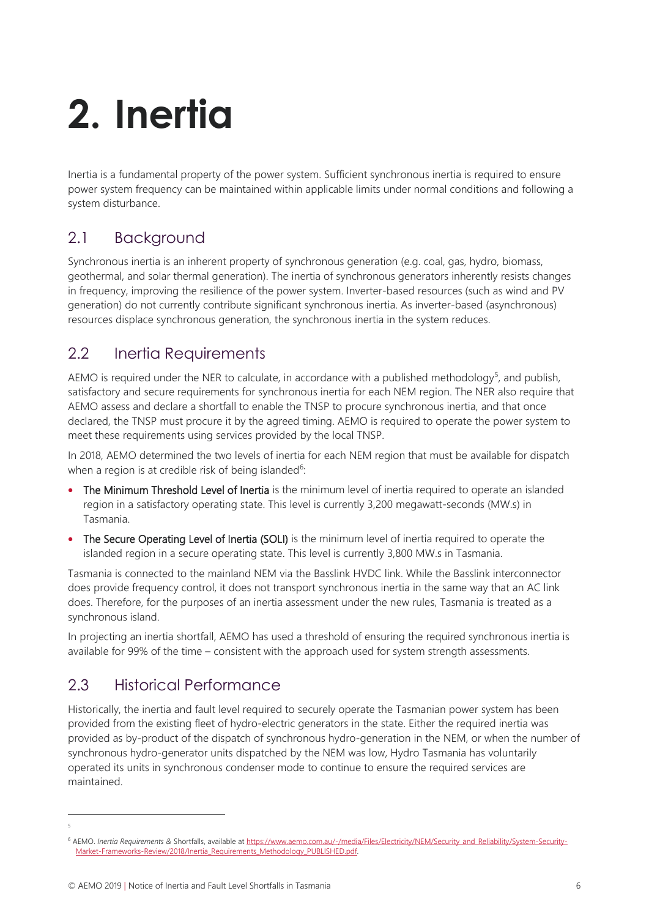# 2. Inertia

Inertia is a fundamental property of the power system. Sufficient synchronous inertia is required to ensure power system frequency can be maintained within applicable limits under normal conditions and following a system disturbance.

## 2.1 Background

Synchronous inertia is an inherent property of synchronous generation (e.g. coal, gas, hydro, biomass, geothermal, and solar thermal generation). The inertia of synchronous generators inherently resists changes in frequency, improving the resilience of the power system. Inverter-based resources (such as wind and PV generation) do not currently contribute significant synchronous inertia. As inverter-based (asynchronous) resources displace synchronous generation, the synchronous inertia in the system reduces.

## 2.2 Inertia Requirements

AEMO is required under the NER to calculate, in accordance with a published methodology[5], and publish, satisfactory and secure requirements for synchronous inertia for each NEM region. The NER also require that AEMO assess and declare a shortfall to enable the TNSP to procure synchronous inertia, and that once declared, the TNSP must procure it by the agreed timing. AEMO is required to operate the power system to meet these requirements using services provided by the local TNSP.

In 2018, AEMO determined the two levels of inertia for each NEM region that must be available for dispatch when a region is at credible risk of being islanded[6]:

- **The Minimum Threshold Level of Inertia** is the minimum level of inertia required to operate an islanded region in a satisfactory operating state. This level is currently 3,200 megawatt-seconds (MW.s) in Tasmania.
- **The Secure Operating Level of Inertia (SOLI)** is the minimum level of inertia required to operate the islanded region in a secure operating state. This level is currently 3,800 MW.s in Tasmania.

Tasmania is connected to the mainland NEM via the Basslink HVDC link. While the Basslink interconnector does provide frequency control, it does not transport synchronous inertia in the same way that an AC link does. Therefore, for the purposes of an inertia assessment under the new rules, Tasmania is treated as a synchronous island.

In projecting an inertia shortfall, AEMO has used a threshold of ensuring the required synchronous inertia is available for 99% of the time – consistent with the approach used for system strength assessments.

## 2.3 Historical Performance

Historically, the inertia and fault level required to securely operate the Tasmanian power system has been provided from the existing fleet of hydro-electric generators in the state. Either the required inertia was provided as by-product of the dispatch of synchronous hydro-generation in the NEM, or when the number of synchronous hydro-generator units dispatched by the NEM was low, Hydro Tasmania has voluntarily operated its units in synchronous condenser mode to continue to ensure the required services are maintained.

---

[5]

[6] AEMO. *Inertia Requirements &* Shortfalls, available at https://www.aemo.com.au/-/media/Files/Electricity/NEM/Security_and_Reliability/System-Security-Market-Frameworks-Review/2018/Inertia_Requirements_Methodology_PUBLISHED.pdf.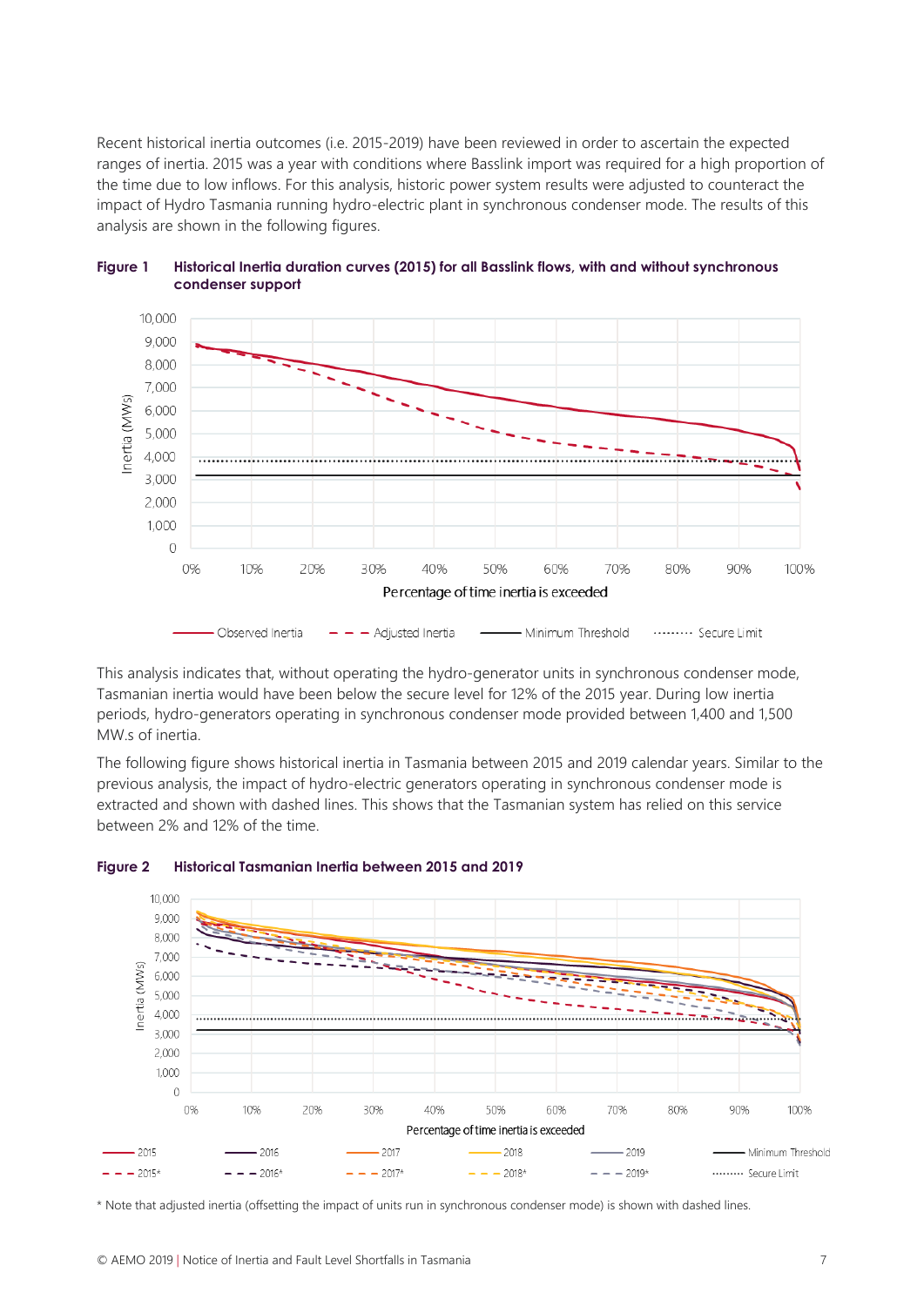Recent historical inertia outcomes (i.e. 2015-2019) have been reviewed in order to ascertain the expected ranges of inertia. 2015 was a year with conditions where Basslink import was required for a high proportion of the time due to low inflows. For this analysis, historic power system results were adjusted to counteract the impact of Hydro Tasmania running hydro-electric plant in synchronous condenser mode. The results of this analysis are shown in the following figures.

**Figure 1 Historical Inertia duration curves (2015) for all Basslink flows, with and without synchronous condenser support**

This analysis indicates that, without operating the hydro-generator units in synchronous condenser mode, Tasmanian inertia would have been below the secure level for 12% of the 2015 year. During low inertia periods, hydro-generators operating in synchronous condenser mode provided between 1,400 and 1,500 MW.s of inertia.

The following figure shows historical inertia in Tasmania between 2015 and 2019 calendar years. Similar to the previous analysis, the impact of hydro-electric generators operating in synchronous condenser mode is extracted and shown with dashed lines. This shows that the Tasmanian system has relied on this service between 2% and 12% of the time.

**Figure 2 Historical Tasmanian Inertia between 2015 and 2019**

\* Note that adjusted inertia (offsetting the impact of units run in synchronous condenser mode) is shown with dashed lines.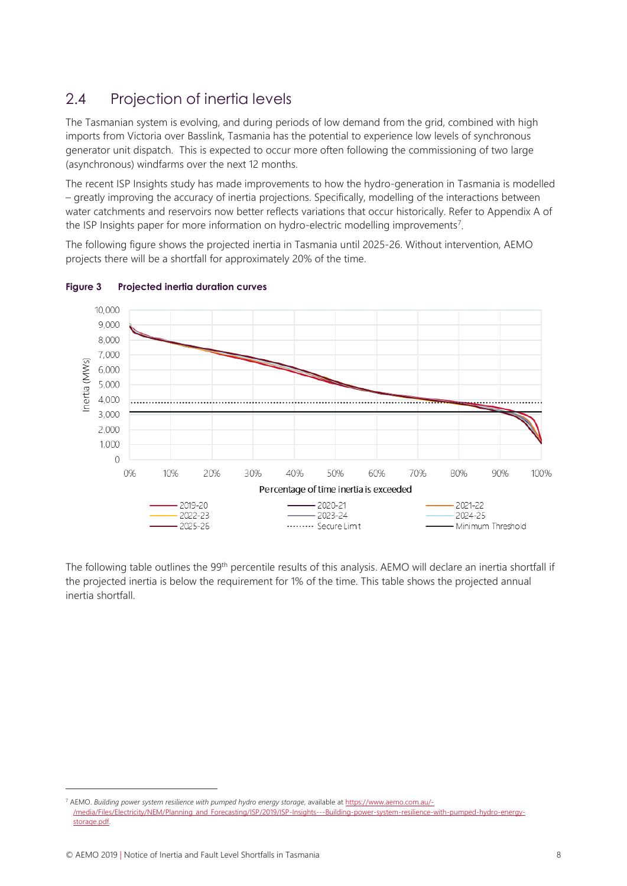## 2.4 Projection of inertia levels

The Tasmanian system is evolving, and during periods of low demand from the grid, combined with high imports from Victoria over Basslink, Tasmania has the potential to experience low levels of synchronous generator unit dispatch. This is expected to occur more often following the commissioning of two large (asynchronous) windfarms over the next 12 months.

The recent ISP Insights study has made improvements to how the hydro-generation in Tasmania is modelled – greatly improving the accuracy of inertia projections. Specifically, modelling of the interactions between water catchments and reservoirs now better reflects variations that occur historically. Refer to Appendix A of the ISP Insights paper for more information on hydro-electric modelling improvements[7].

The following figure shows the projected inertia in Tasmania until 2025-26. Without intervention, AEMO projects there will be a shortfall for approximately 20% of the time.

**Figure 3 Projected inertia duration curves**

The following table outlines the 99[th] percentile results of this analysis. AEMO will declare an inertia shortfall if the projected inertia is below the requirement for 1% of the time. This table shows the projected annual inertia shortfall.

[7] AEMO. *Building power system resilience with pumped hydro energy storage*, available at https://www.aemo.com.au/-/media/Files/Electricity/NEM/Planning_and_Forecasting/ISP/2019/ISP-Insights---Building-power-system-resilience-with-pumped-hydro-energy-storage.pdf.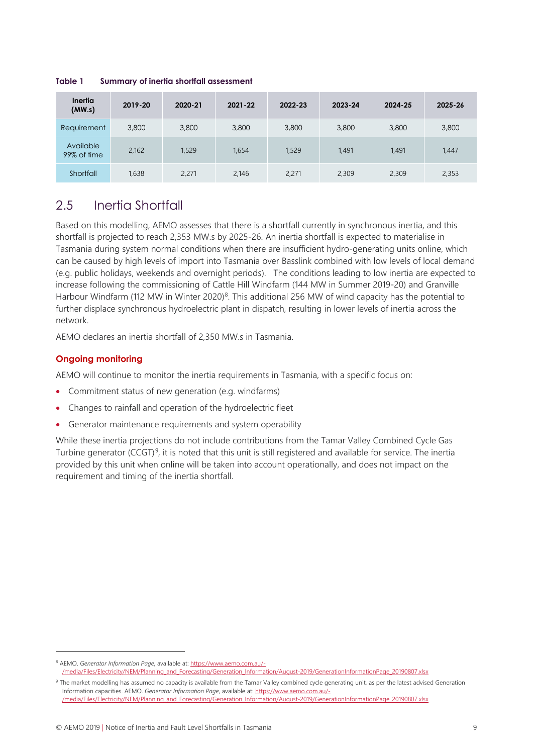**Table 1 Summary of inertia shortfall assessment**

| Inertia (MW.s) | 2019-20 | 2020-21 | 2021-22 | 2022-23 | 2023-24 | 2024-25 | 2025-26 |
|---|---|---|---|---|---|---|---|
| Requirement | 3,800 | 3,800 | 3,800 | 3,800 | 3,800 | 3,800 | 3,800 |
| Available 99% of time | 2,162 | 1,529 | 1,654 | 1,529 | 1,491 | 1,491 | 1,447 |
| Shortfall | 1,638 | 2,271 | 2,146 | 2,271 | 2,309 | 2,309 | 2,353 |

## 2.5 Inertia Shortfall

Based on this modelling, AEMO assesses that there is a shortfall currently in synchronous inertia, and this shortfall is projected to reach 2,353 MW.s by 2025-26. An inertia shortfall is expected to materialise in Tasmania during system normal conditions when there are insufficient hydro-generating units online, which can be caused by high levels of import into Tasmania over Basslink combined with low levels of local demand (e.g. public holidays, weekends and overnight periods). The conditions leading to low inertia are expected to increase following the commissioning of Cattle Hill Windfarm (144 MW in Summer 2019-20) and Granville Harbour Windfarm (112 MW in Winter 2020)[8]. This additional 256 MW of wind capacity has the potential to further displace synchronous hydroelectric plant in dispatch, resulting in lower levels of inertia across the network.

AEMO declares an inertia shortfall of 2,350 MW.s in Tasmania.

### Ongoing monitoring

AEMO will continue to monitor the inertia requirements in Tasmania, with a specific focus on:

- Commitment status of new generation (e.g. windfarms)
- Changes to rainfall and operation of the hydroelectric fleet
- Generator maintenance requirements and system operability

While these inertia projections do not include contributions from the Tamar Valley Combined Cycle Gas Turbine generator (CCGT)[9], it is noted that this unit is still registered and available for service. The inertia provided by this unit when online will be taken into account operationally, and does not impact on the requirement and timing of the inertia shortfall.

---

[8] AEMO. *Generator Information Page*, available at: https://www.aemo.com.au/-/media/Files/Electricity/NEM/Planning_and_Forecasting/Generation_Information/August-2019/GenerationInformationPage_20190807.xlsx

[9] The market modelling has assumed no capacity is available from the Tamar Valley combined cycle generating unit, as per the latest advised Generation Information capacities. AEMO. *Generator Information Page*, available at: https://www.aemo.com.au/-/media/Files/Electricity/NEM/Planning_and_Forecasting/Generation_Information/August-2019/GenerationInformationPage_20190807.xlsx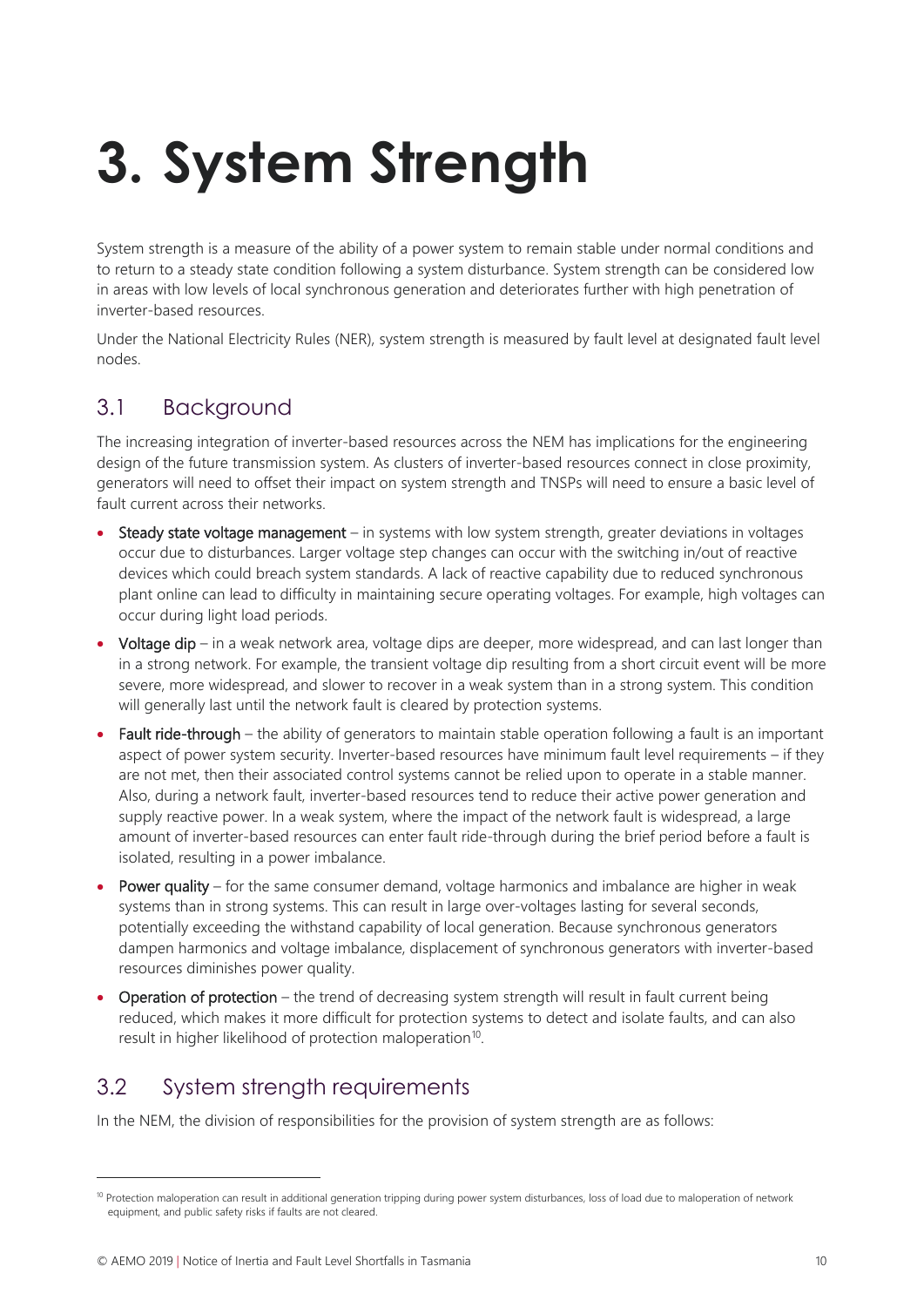# 3. System Strength

System strength is a measure of the ability of a power system to remain stable under normal conditions and to return to a steady state condition following a system disturbance. System strength can be considered low in areas with low levels of local synchronous generation and deteriorates further with high penetration of inverter-based resources.

Under the National Electricity Rules (NER), system strength is measured by fault level at designated fault level nodes.

## 3.1 Background

The increasing integration of inverter-based resources across the NEM has implications for the engineering design of the future transmission system. As clusters of inverter-based resources connect in close proximity, generators will need to offset their impact on system strength and TNSPs will need to ensure a basic level of fault current across their networks.

- **Steady state voltage management** – in systems with low system strength, greater deviations in voltages occur due to disturbances. Larger voltage step changes can occur with the switching in/out of reactive devices which could breach system standards. A lack of reactive capability due to reduced synchronous plant online can lead to difficulty in maintaining secure operating voltages. For example, high voltages can occur during light load periods.
- **Voltage dip** – in a weak network area, voltage dips are deeper, more widespread, and can last longer than in a strong network. For example, the transient voltage dip resulting from a short circuit event will be more severe, more widespread, and slower to recover in a weak system than in a strong system. This condition will generally last until the network fault is cleared by protection systems.
- **Fault ride-through** – the ability of generators to maintain stable operation following a fault is an important aspect of power system security. Inverter-based resources have minimum fault level requirements – if they are not met, then their associated control systems cannot be relied upon to operate in a stable manner. Also, during a network fault, inverter-based resources tend to reduce their active power generation and supply reactive power. In a weak system, where the impact of the network fault is widespread, a large amount of inverter-based resources can enter fault ride-through during the brief period before a fault is isolated, resulting in a power imbalance.
- **Power quality** – for the same consumer demand, voltage harmonics and imbalance are higher in weak systems than in strong systems. This can result in large over-voltages lasting for several seconds, potentially exceeding the withstand capability of local generation. Because synchronous generators dampen harmonics and voltage imbalance, displacement of synchronous generators with inverter-based resources diminishes power quality.
- **Operation of protection** – the trend of decreasing system strength will result in fault current being reduced, which makes it more difficult for protection systems to detect and isolate faults, and can also result in higher likelihood of protection maloperation[10].

## 3.2 System strength requirements

In the NEM, the division of responsibilities for the provision of system strength are as follows:

[10] Protection maloperation can result in additional generation tripping during power system disturbances, loss of load due to maloperation of network equipment, and public safety risks if faults are not cleared.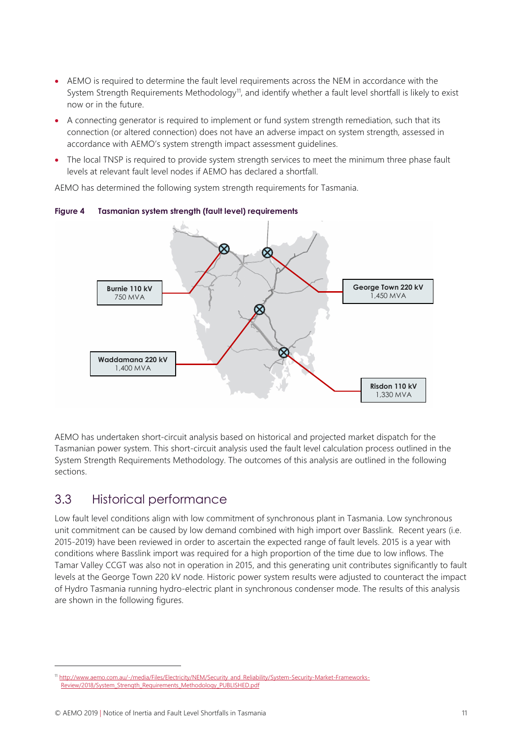- AEMO is required to determine the fault level requirements across the NEM in accordance with the System Strength Requirements Methodology[11], and identify whether a fault level shortfall is likely to exist now or in the future.
- A connecting generator is required to implement or fund system strength remediation, such that its connection (or altered connection) does not have an adverse impact on system strength, assessed in accordance with AEMO's system strength impact assessment guidelines.
- The local TNSP is required to provide system strength services to meet the minimum three phase fault levels at relevant fault level nodes if AEMO has declared a shortfall.

AEMO has determined the following system strength requirements for Tasmania.

**Figure 4 Tasmanian system strength (fault level) requirements**

**Burnie 110 kV**
750 MVA

**George Town 220 kV**
1,450 MVA

**Waddamana 220 kV**
1,400 MVA

**Risdon 110 kV**
1,330 MVA

AEMO has undertaken short-circuit analysis based on historical and projected market dispatch for the Tasmanian power system. This short-circuit analysis used the fault level calculation process outlined in the System Strength Requirements Methodology. The outcomes of this analysis are outlined in the following sections.

## 3.3 Historical performance

Low fault level conditions align with low commitment of synchronous plant in Tasmania. Low synchronous unit commitment can be caused by low demand combined with high import over Basslink. Recent years (i.e. 2015-2019) have been reviewed in order to ascertain the expected range of fault levels. 2015 is a year with conditions where Basslink import was required for a high proportion of the time due to low inflows. The Tamar Valley CCGT was also not in operation in 2015, and this generating unit contributes significantly to fault levels at the George Town 220 kV node. Historic power system results were adjusted to counteract the impact of Hydro Tasmania running hydro-electric plant in synchronous condenser mode. The results of this analysis are shown in the following figures.

[11] http://www.aemo.com.au/-/media/Files/Electricity/NEM/Security_and_Reliability/System-Security-Market-Frameworks-Review/2018/System_Strength_Requirements_Methodology_PUBLISHED.pdf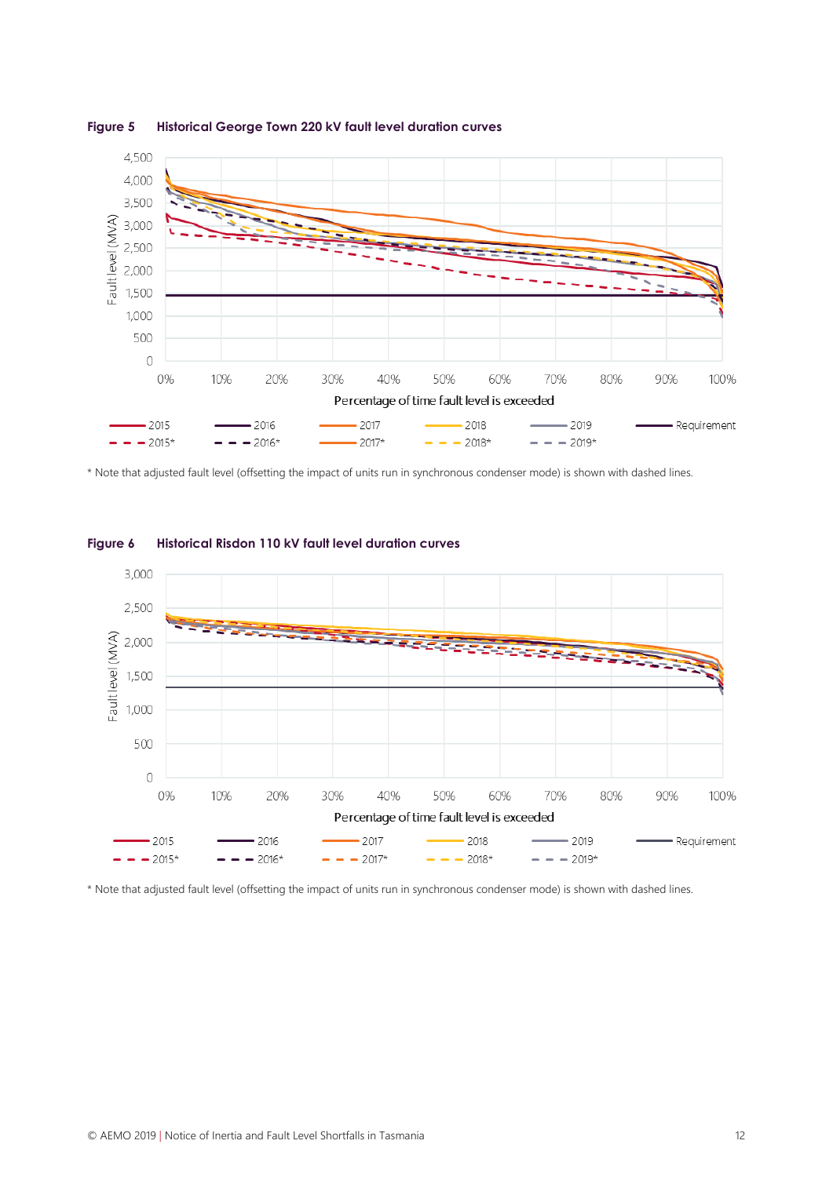**Figure 5 Historical George Town 220 kV fault level duration curves**

\* Note that adjusted fault level (offsetting the impact of units run in synchronous condenser mode) is shown with dashed lines.

**Figure 6 Historical Risdon 110 kV fault level duration curves**

\* Note that adjusted fault level (offsetting the impact of units run in synchronous condenser mode) is shown with dashed lines.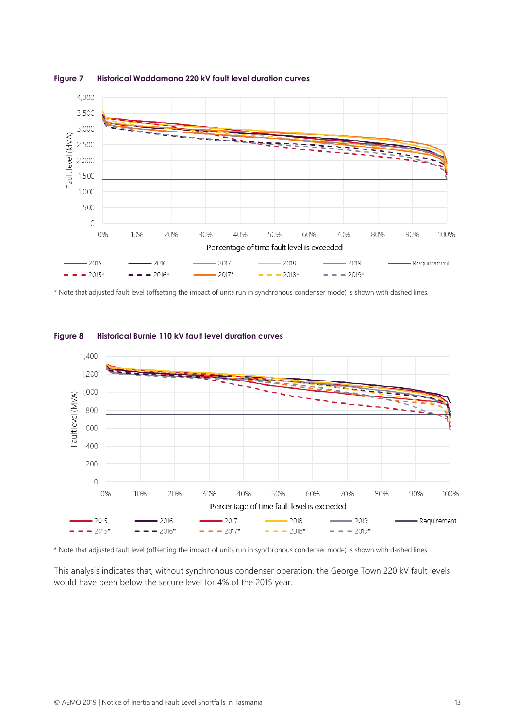**Figure 7 Historical Waddamana 220 kV fault level duration curves**

\* Note that adjusted fault level (offsetting the impact of units run in synchronous condenser mode) is shown with dashed lines.

**Figure 8 Historical Burnie 110 kV fault level duration curves**

\* Note that adjusted fault level (offsetting the impact of units run in synchronous condenser mode) is shown with dashed lines.

This analysis indicates that, without synchronous condenser operation, the George Town 220 kV fault levels would have been below the secure level for 4% of the 2015 year.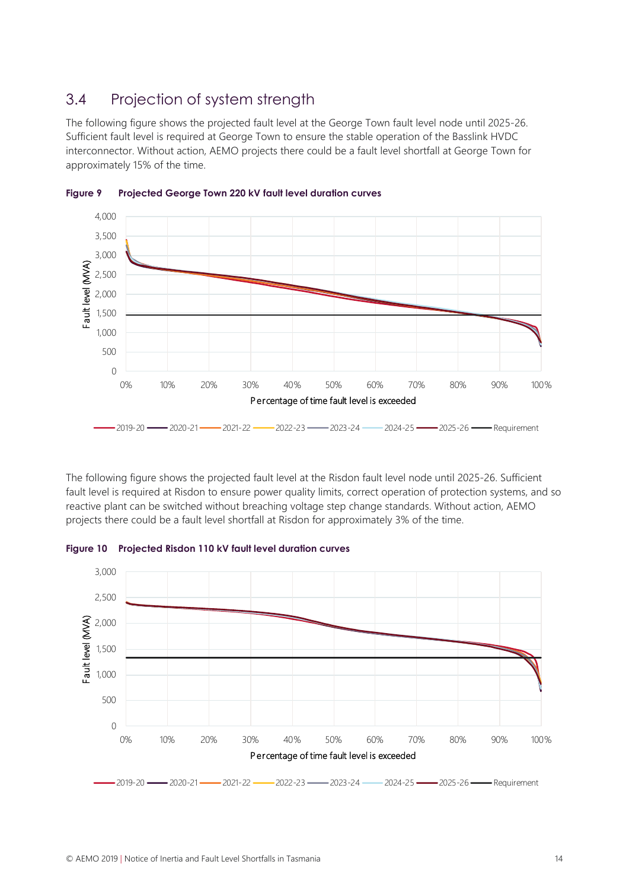## 3.4 Projection of system strength

The following figure shows the projected fault level at the George Town fault level node until 2025-26. Sufficient fault level is required at George Town to ensure the stable operation of the Basslink HVDC interconnector. Without action, AEMO projects there could be a fault level shortfall at George Town for approximately 15% of the time.

**Figure 9 Projected George Town 220 kV fault level duration curves**

The following figure shows the projected fault level at the Risdon fault level node until 2025-26. Sufficient fault level is required at Risdon to ensure power quality limits, correct operation of protection systems, and so reactive plant can be switched without breaching voltage step change standards. Without action, AEMO projects there could be a fault level shortfall at Risdon for approximately 3% of the time.

**Figure 10 Projected Risdon 110 kV fault level duration curves**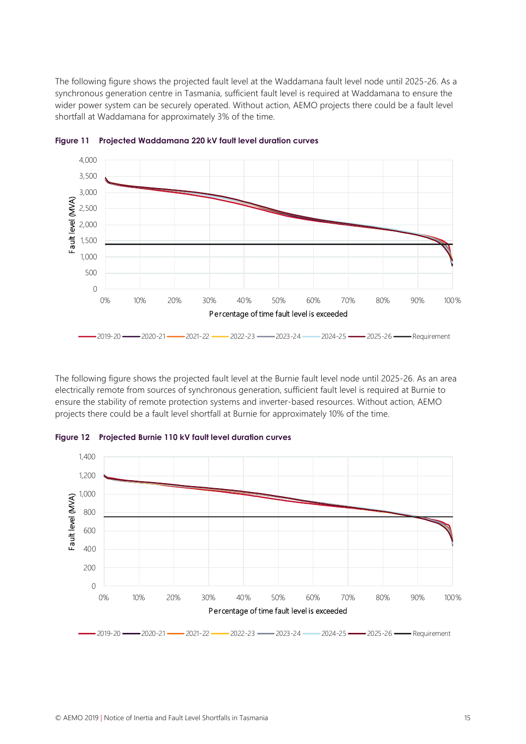The following figure shows the projected fault level at the Waddamana fault level node until 2025-26. As a synchronous generation centre in Tasmania, sufficient fault level is required at Waddamana to ensure the wider power system can be securely operated. Without action, AEMO projects there could be a fault level shortfall at Waddamana for approximately 3% of the time.

**Figure 11 Projected Waddamana 220 kV fault level duration curves**

The following figure shows the projected fault level at the Burnie fault level node until 2025-26. As an area electrically remote from sources of synchronous generation, sufficient fault level is required at Burnie to ensure the stability of remote protection systems and inverter-based resources. Without action, AEMO projects there could be a fault level shortfall at Burnie for approximately 10% of the time.

**Figure 12 Projected Burnie 110 kV fault level duration curves**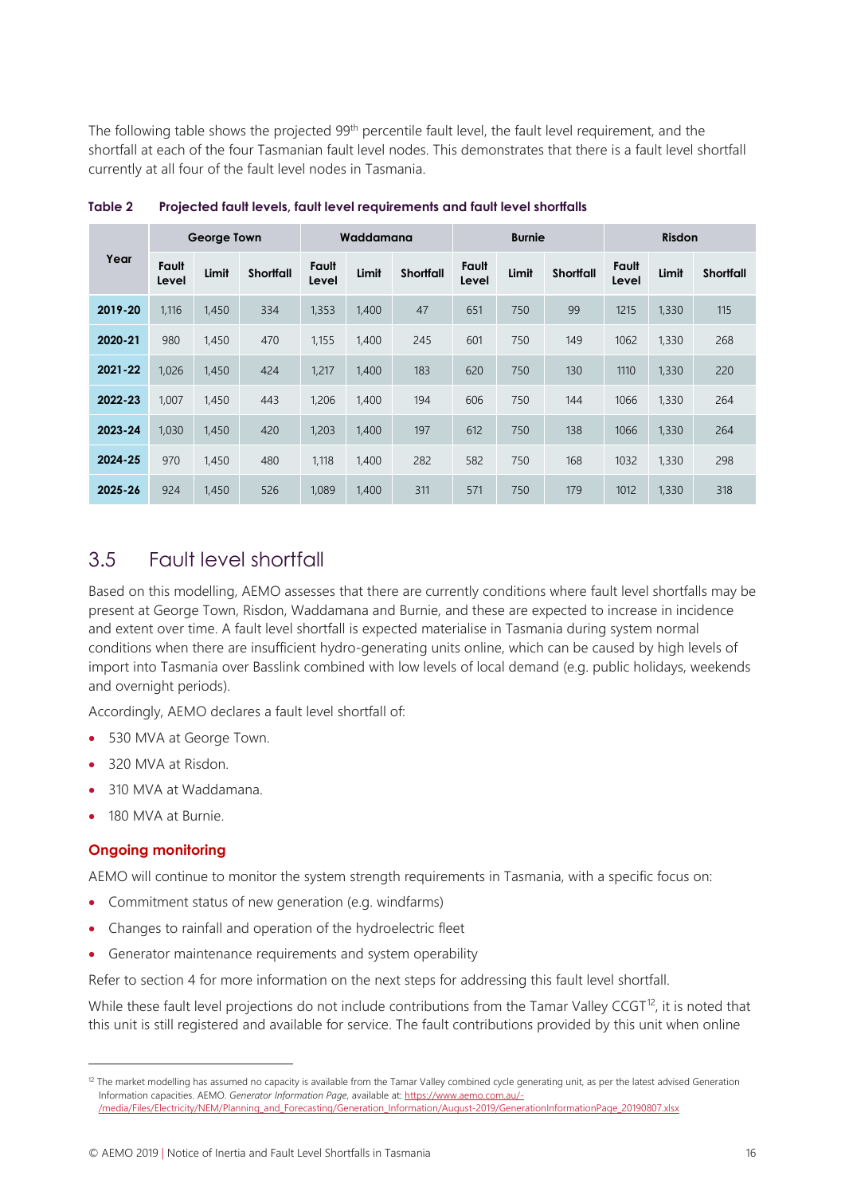The following table shows the projected 99th percentile fault level, the fault level requirement, and the shortfall at each of the four Tasmanian fault level nodes. This demonstrates that there is a fault level shortfall currently at all four of the fault level nodes in Tasmania.

**Table 2 Projected fault levels, fault level requirements and fault level shortfalls**

| Year | George Town | | | Waddamana | | | Burnie | | | Risdon | | |
|---|---|---|---|---|---|---|---|---|---|---|---|---|
| | Fault Level | Limit | Shortfall | Fault Level | Limit | Shortfall | Fault Level | Limit | Shortfall | Fault Level | Limit | Shortfall |
| **2019-20** | 1,116 | 1,450 | 334 | 1,353 | 1,400 | 47 | 651 | 750 | 99 | 1215 | 1,330 | 115 |
| **2020-21** | 980 | 1,450 | 470 | 1,155 | 1,400 | 245 | 601 | 750 | 149 | 1062 | 1,330 | 268 |
| **2021-22** | 1,026 | 1,450 | 424 | 1,217 | 1,400 | 183 | 620 | 750 | 130 | 1110 | 1,330 | 220 |
| **2022-23** | 1,007 | 1,450 | 443 | 1,206 | 1,400 | 194 | 606 | 750 | 144 | 1066 | 1,330 | 264 |
| **2023-24** | 1,030 | 1,450 | 420 | 1,203 | 1,400 | 197 | 612 | 750 | 138 | 1066 | 1,330 | 264 |
| **2024-25** | 970 | 1,450 | 480 | 1,118 | 1,400 | 282 | 582 | 750 | 168 | 1032 | 1,330 | 298 |
| **2025-26** | 924 | 1,450 | 526 | 1,089 | 1,400 | 311 | 571 | 750 | 179 | 1012 | 1,330 | 318 |

## 3.5 Fault level shortfall

Based on this modelling, AEMO assesses that there are currently conditions where fault level shortfalls may be present at George Town, Risdon, Waddamana and Burnie, and these are expected to increase in incidence and extent over time. A fault level shortfall is expected materialise in Tasmania during system normal conditions when there are insufficient hydro-generating units online, which can be caused by high levels of import into Tasmania over Basslink combined with low levels of local demand (e.g. public holidays, weekends and overnight periods).

Accordingly, AEMO declares a fault level shortfall of:

- 530 MVA at George Town.
- 320 MVA at Risdon.
- 310 MVA at Waddamana.
- 180 MVA at Burnie.

### Ongoing monitoring

AEMO will continue to monitor the system strength requirements in Tasmania, with a specific focus on:

- Commitment status of new generation (e.g. windfarms)
- Changes to rainfall and operation of the hydroelectric fleet
- Generator maintenance requirements and system operability

Refer to section 4 for more information on the next steps for addressing this fault level shortfall.

While these fault level projections do not include contributions from the Tamar Valley CCGT[12], it is noted that this unit is still registered and available for service. The fault contributions provided by this unit when online

[12] The market modelling has assumed no capacity is available from the Tamar Valley combined cycle generating unit, as per the latest advised Generation Information capacities. AEMO. *Generator Information Page*, available at: https://www.aemo.com.au/-/media/Files/Electricity/NEM/Planning_and_Forecasting/Generation_Information/August-2019/GenerationInformationPage_20190807.xlsx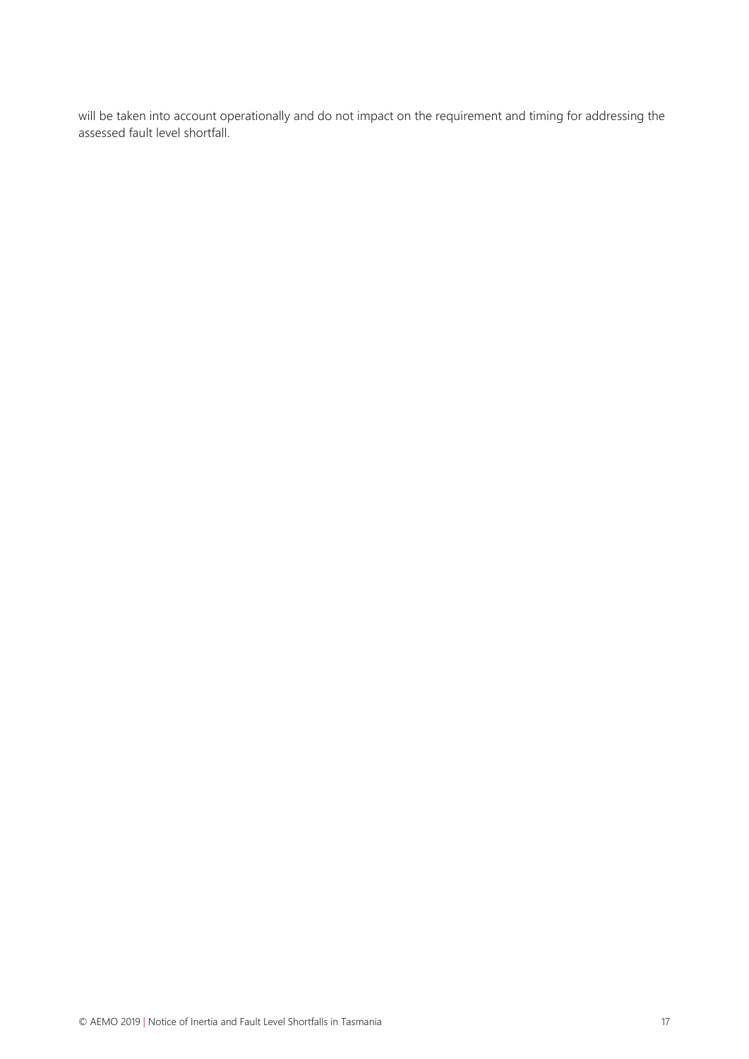will be taken into account operationally and do not impact on the requirement and timing for addressing the assessed fault level shortfall.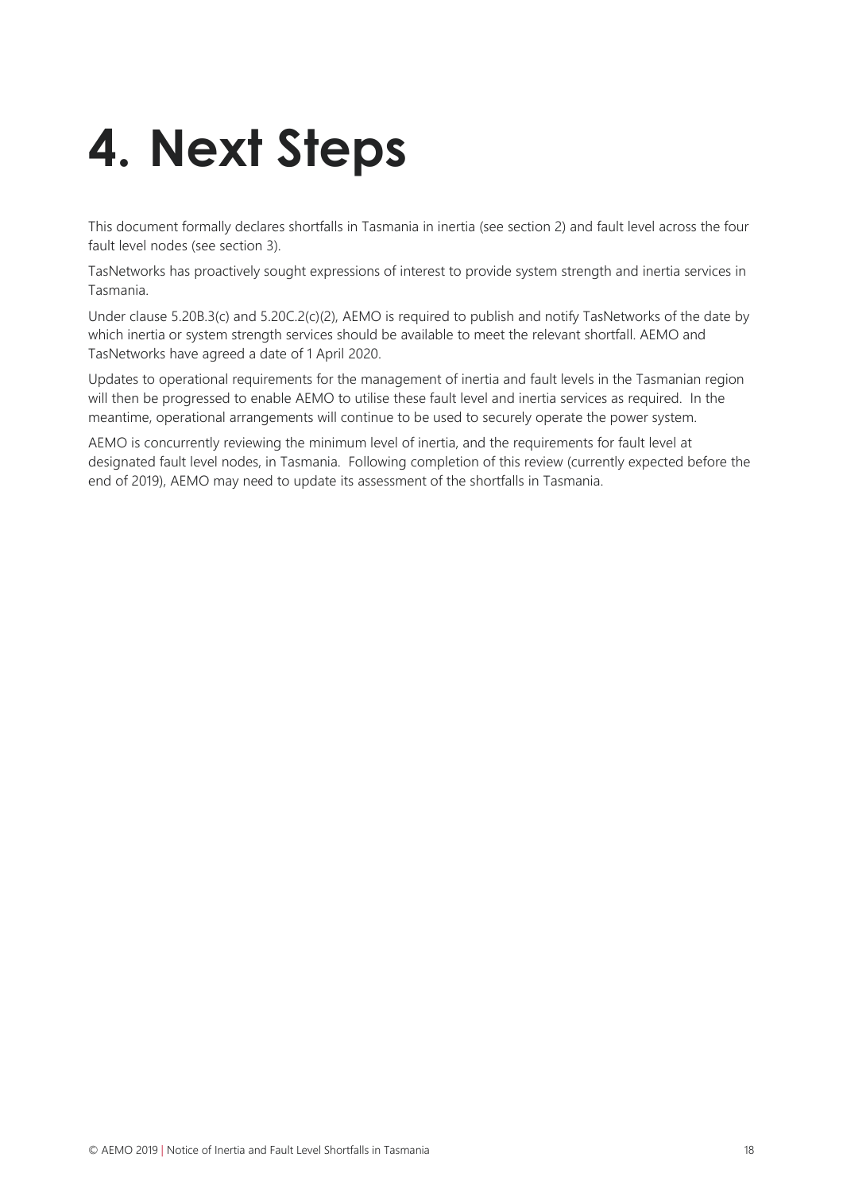# 4. Next Steps

This document formally declares shortfalls in Tasmania in inertia (see section 2) and fault level across the four fault level nodes (see section 3).

TasNetworks has proactively sought expressions of interest to provide system strength and inertia services in Tasmania.

Under clause 5.20B.3(c) and 5.20C.2(c)(2), AEMO is required to publish and notify TasNetworks of the date by which inertia or system strength services should be available to meet the relevant shortfall. AEMO and TasNetworks have agreed a date of 1 April 2020.

Updates to operational requirements for the management of inertia and fault levels in the Tasmanian region will then be progressed to enable AEMO to utilise these fault level and inertia services as required. In the meantime, operational arrangements will continue to be used to securely operate the power system.

AEMO is concurrently reviewing the minimum level of inertia, and the requirements for fault level at designated fault level nodes, in Tasmania. Following completion of this review (currently expected before the end of 2019), AEMO may need to update its assessment of the shortfalls in Tasmania.